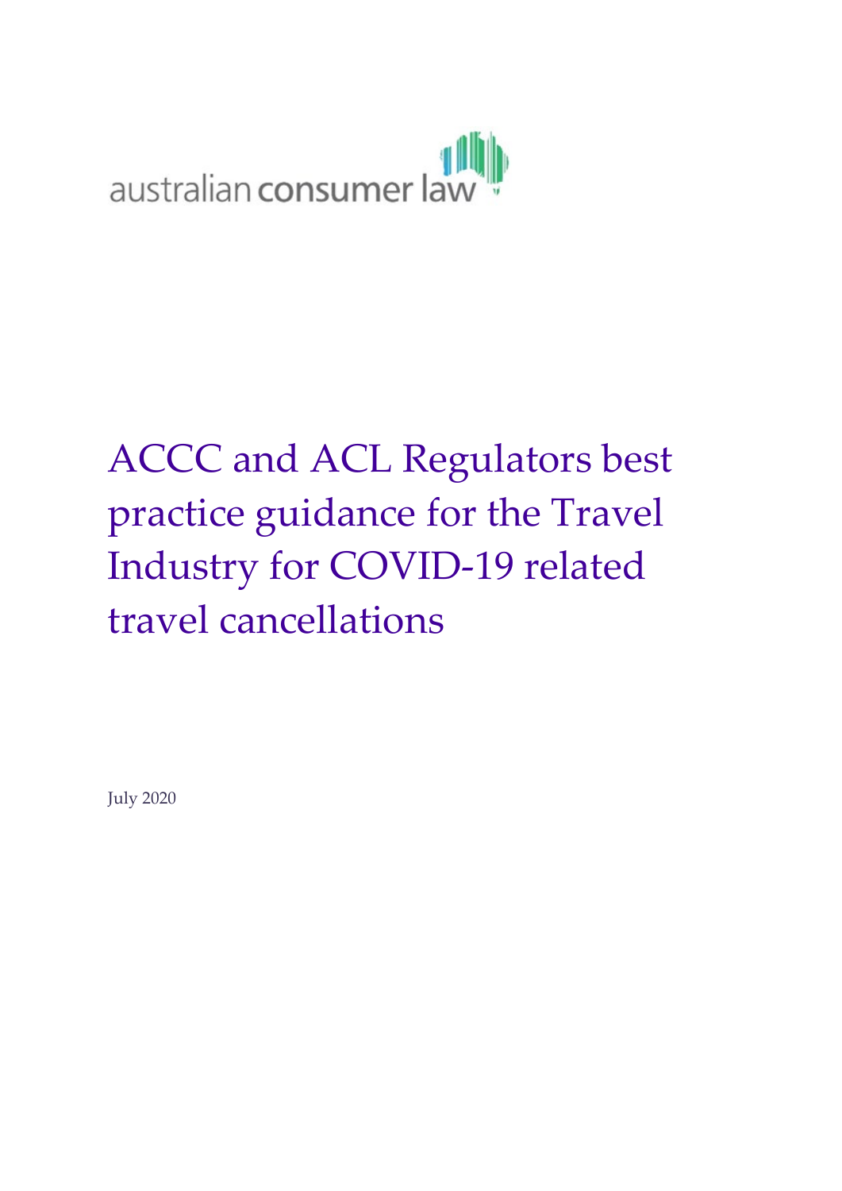australian consumer law

# ACCC and ACL Regulators best practice guidance for the Travel Industry for COVID-19 related travel cancellations

July 2020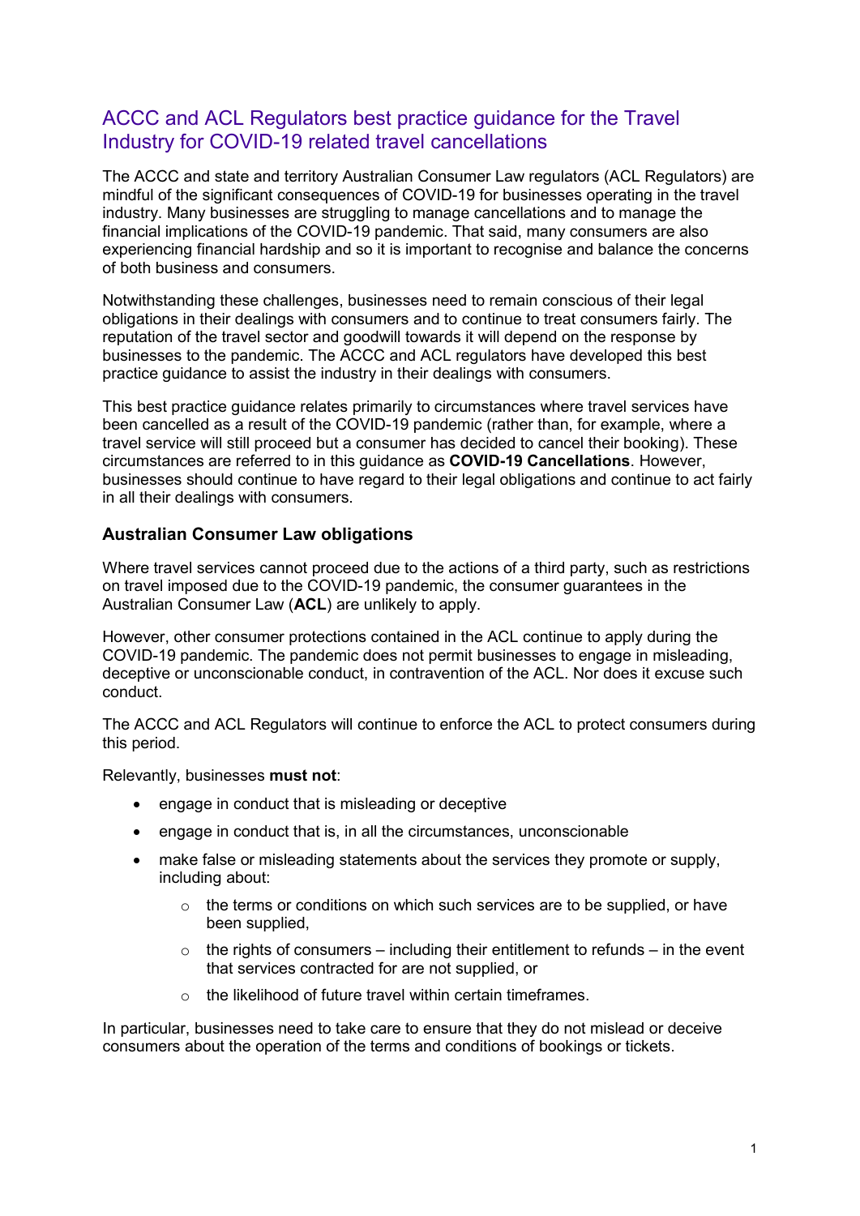# ACCC and ACL Regulators best practice guidance for the Travel Industry for COVID-19 related travel cancellations

The ACCC and state and territory Australian Consumer Law regulators (ACL Regulators) are mindful of the significant consequences of COVID-19 for businesses operating in the travel industry. Many businesses are struggling to manage cancellations and to manage the financial implications of the COVID-19 pandemic. That said, many consumers are also experiencing financial hardship and so it is important to recognise and balance the concerns of both business and consumers.

Notwithstanding these challenges, businesses need to remain conscious of their legal obligations in their dealings with consumers and to continue to treat consumers fairly. The reputation of the travel sector and goodwill towards it will depend on the response by businesses to the pandemic. The ACCC and ACL regulators have developed this best practice guidance to assist the industry in their dealings with consumers.

This best practice guidance relates primarily to circumstances where travel services have been cancelled as a result of the COVID-19 pandemic (rather than, for example, where a travel service will still proceed but a consumer has decided to cancel their booking). These circumstances are referred to in this guidance as **COVID-19 Cancellations**. However, businesses should continue to have regard to their legal obligations and continue to act fairly in all their dealings with consumers.

## Australian Consumer Law obligations

Where travel services cannot proceed due to the actions of a third party, such as restrictions on travel imposed due to the COVID-19 pandemic, the consumer guarantees in the Australian Consumer Law (**ACL**) are unlikely to apply.

However, other consumer protections contained in the ACL continue to apply during the COVID-19 pandemic. The pandemic does not permit businesses to engage in misleading, deceptive or unconscionable conduct, in contravention of the ACL. Nor does it excuse such conduct.

The ACCC and ACL Regulators will continue to enforce the ACL to protect consumers during this period.

Relevantly, businesses **must not**:

- engage in conduct that is misleading or deceptive
- engage in conduct that is, in all the circumstances, unconscionable
- make false or misleading statements about the services they promote or supply, including about:
  - the terms or conditions on which such services are to be supplied, or have been supplied,
  - the rights of consumers – including their entitlement to refunds – in the event that services contracted for are not supplied, or
  - the likelihood of future travel within certain timeframes.

In particular, businesses need to take care to ensure that they do not mislead or deceive consumers about the operation of the terms and conditions of bookings or tickets.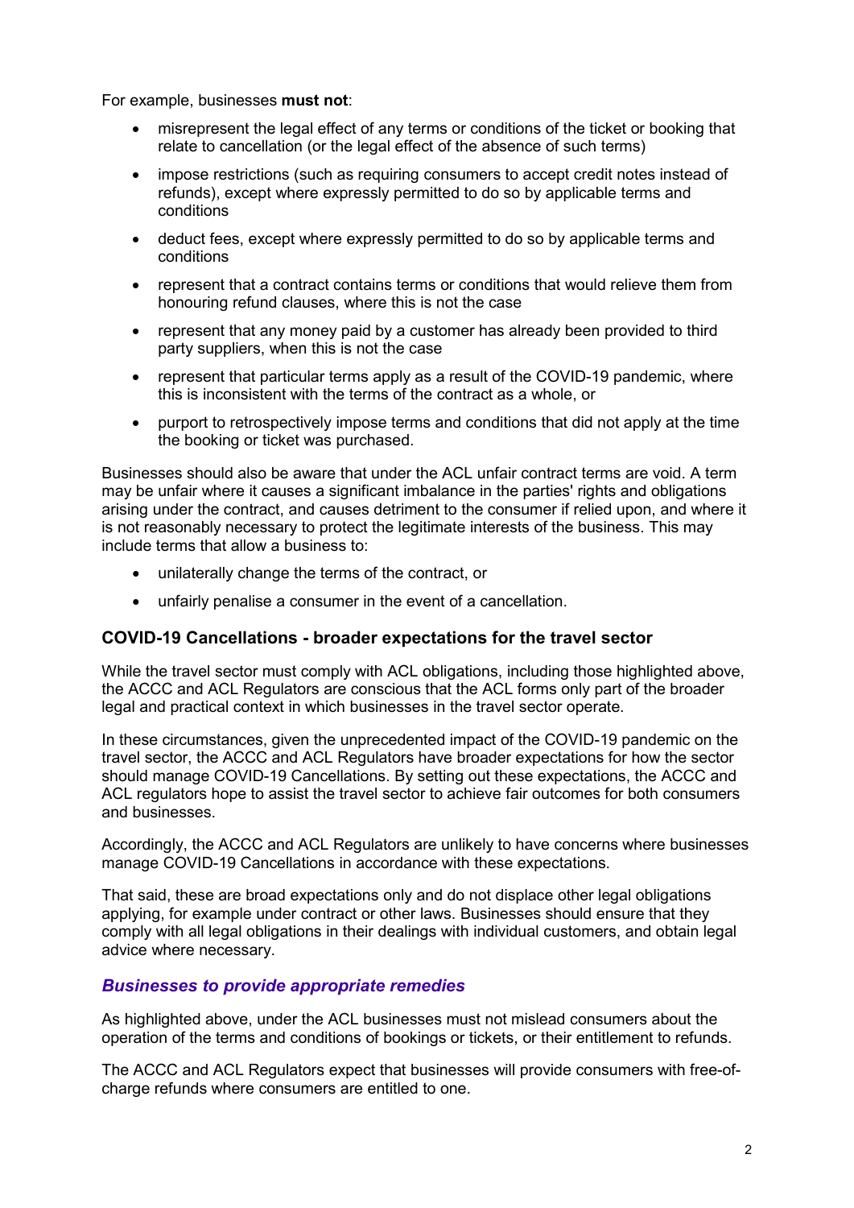For example, businesses **must not**:

- misrepresent the legal effect of any terms or conditions of the ticket or booking that relate to cancellation (or the legal effect of the absence of such terms)
- impose restrictions (such as requiring consumers to accept credit notes instead of refunds), except where expressly permitted to do so by applicable terms and conditions
- deduct fees, except where expressly permitted to do so by applicable terms and conditions
- represent that a contract contains terms or conditions that would relieve them from honouring refund clauses, where this is not the case
- represent that any money paid by a customer has already been provided to third party suppliers, when this is not the case
- represent that particular terms apply as a result of the COVID-19 pandemic, where this is inconsistent with the terms of the contract as a whole, or
- purport to retrospectively impose terms and conditions that did not apply at the time the booking or ticket was purchased.

Businesses should also be aware that under the ACL unfair contract terms are void. A term may be unfair where it causes a significant imbalance in the parties' rights and obligations arising under the contract, and causes detriment to the consumer if relied upon, and where it is not reasonably necessary to protect the legitimate interests of the business. This may include terms that allow a business to:

- unilaterally change the terms of the contract, or
- unfairly penalise a consumer in the event of a cancellation.

### COVID-19 Cancellations - broader expectations for the travel sector

While the travel sector must comply with ACL obligations, including those highlighted above, the ACCC and ACL Regulators are conscious that the ACL forms only part of the broader legal and practical context in which businesses in the travel sector operate.

In these circumstances, given the unprecedented impact of the COVID-19 pandemic on the travel sector, the ACCC and ACL Regulators have broader expectations for how the sector should manage COVID-19 Cancellations. By setting out these expectations, the ACCC and ACL regulators hope to assist the travel sector to achieve fair outcomes for both consumers and businesses.

Accordingly, the ACCC and ACL Regulators are unlikely to have concerns where businesses manage COVID-19 Cancellations in accordance with these expectations.

That said, these are broad expectations only and do not displace other legal obligations applying, for example under contract or other laws. Businesses should ensure that they comply with all legal obligations in their dealings with individual customers, and obtain legal advice where necessary.

#### *Businesses to provide appropriate remedies*

As highlighted above, under the ACL businesses must not mislead consumers about the operation of the terms and conditions of bookings or tickets, or their entitlement to refunds.

The ACCC and ACL Regulators expect that businesses will provide consumers with free-of-charge refunds where consumers are entitled to one.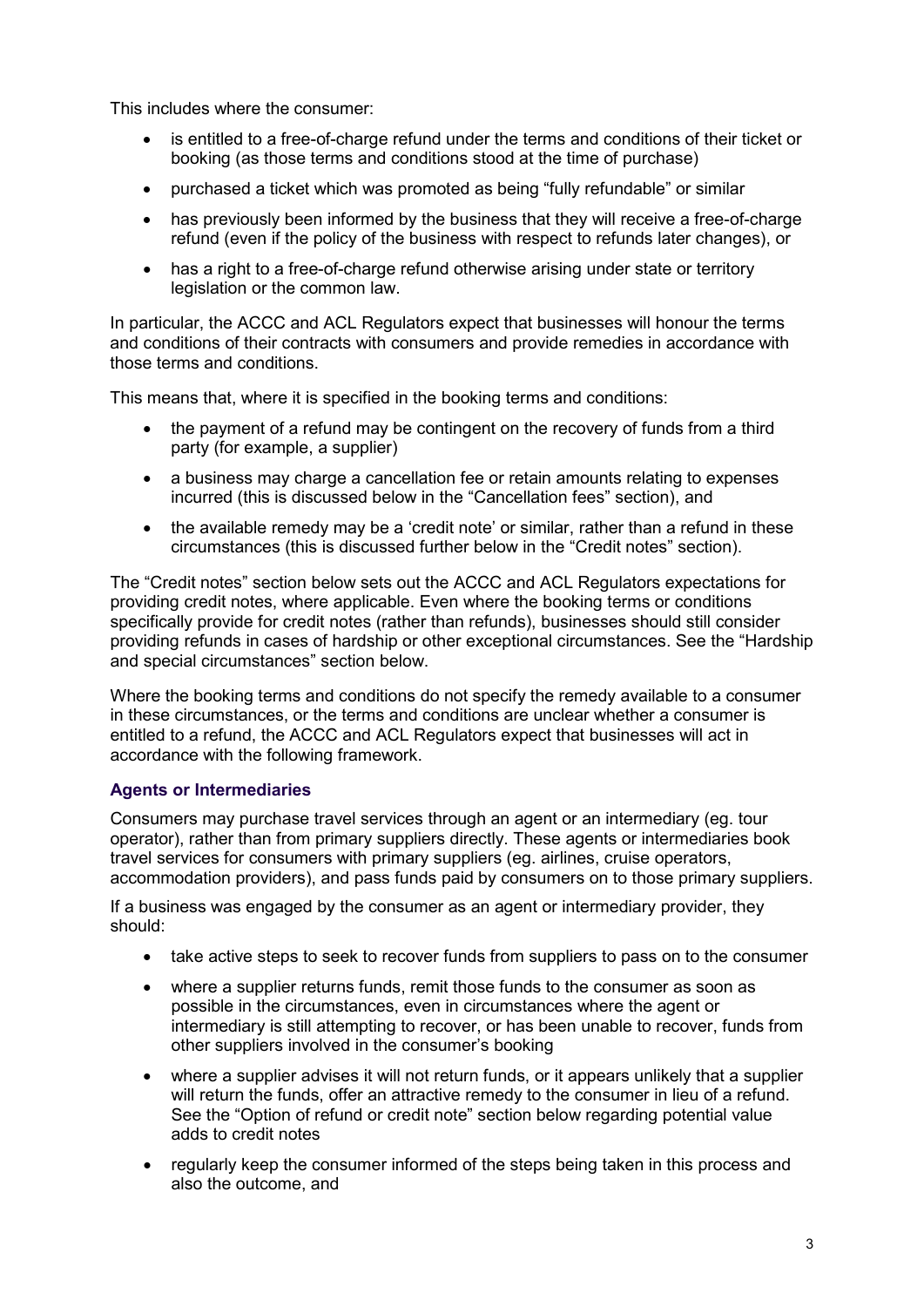This includes where the consumer:

- is entitled to a free-of-charge refund under the terms and conditions of their ticket or booking (as those terms and conditions stood at the time of purchase)
- purchased a ticket which was promoted as being "fully refundable" or similar
- has previously been informed by the business that they will receive a free-of-charge refund (even if the policy of the business with respect to refunds later changes), or
- has a right to a free-of-charge refund otherwise arising under state or territory legislation or the common law.

In particular, the ACCC and ACL Regulators expect that businesses will honour the terms and conditions of their contracts with consumers and provide remedies in accordance with those terms and conditions.

This means that, where it is specified in the booking terms and conditions:

- the payment of a refund may be contingent on the recovery of funds from a third party (for example, a supplier)
- a business may charge a cancellation fee or retain amounts relating to expenses incurred (this is discussed below in the "Cancellation fees" section), and
- the available remedy may be a 'credit note' or similar, rather than a refund in these circumstances (this is discussed further below in the "Credit notes" section).

The "Credit notes" section below sets out the ACCC and ACL Regulators expectations for providing credit notes, where applicable. Even where the booking terms or conditions specifically provide for credit notes (rather than refunds), businesses should still consider providing refunds in cases of hardship or other exceptional circumstances. See the "Hardship and special circumstances" section below.

Where the booking terms and conditions do not specify the remedy available to a consumer in these circumstances, or the terms and conditions are unclear whether a consumer is entitled to a refund, the ACCC and ACL Regulators expect that businesses will act in accordance with the following framework.

### Agents or Intermediaries

Consumers may purchase travel services through an agent or an intermediary (eg. tour operator), rather than from primary suppliers directly. These agents or intermediaries book travel services for consumers with primary suppliers (eg. airlines, cruise operators, accommodation providers), and pass funds paid by consumers on to those primary suppliers.

If a business was engaged by the consumer as an agent or intermediary provider, they should:

- take active steps to seek to recover funds from suppliers to pass on to the consumer
- where a supplier returns funds, remit those funds to the consumer as soon as possible in the circumstances, even in circumstances where the agent or intermediary is still attempting to recover, or has been unable to recover, funds from other suppliers involved in the consumer's booking
- where a supplier advises it will not return funds, or it appears unlikely that a supplier will return the funds, offer an attractive remedy to the consumer in lieu of a refund. See the "Option of refund or credit note" section below regarding potential value adds to credit notes
- regularly keep the consumer informed of the steps being taken in this process and also the outcome, and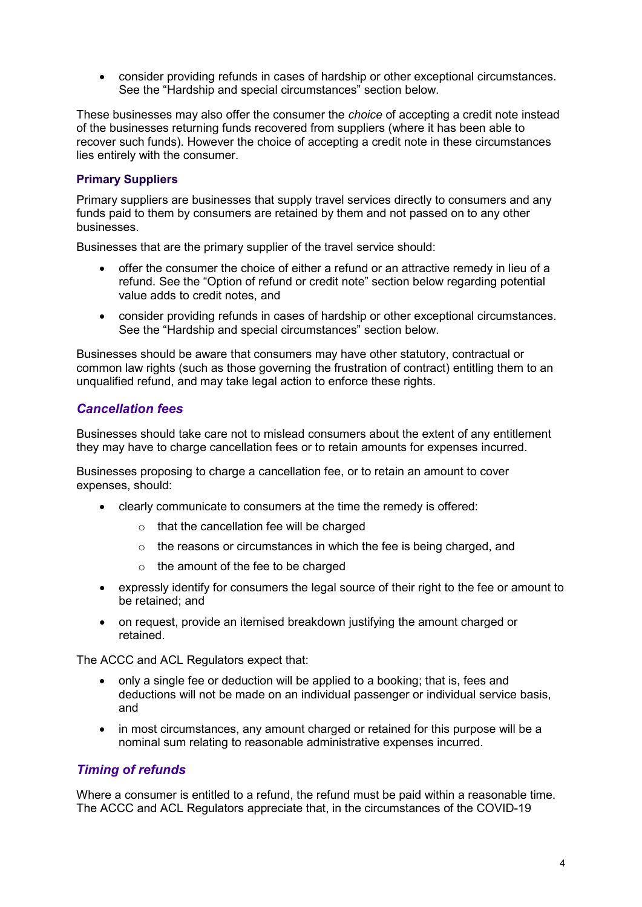- consider providing refunds in cases of hardship or other exceptional circumstances. See the "Hardship and special circumstances" section below.

These businesses may also offer the consumer the *choice* of accepting a credit note instead of the businesses returning funds recovered from suppliers (where it has been able to recover such funds). However the choice of accepting a credit note in these circumstances lies entirely with the consumer.

### Primary Suppliers

Primary suppliers are businesses that supply travel services directly to consumers and any funds paid to them by consumers are retained by them and not passed on to any other businesses.

Businesses that are the primary supplier of the travel service should:

- offer the consumer the choice of either a refund or an attractive remedy in lieu of a refund. See the "Option of refund or credit note" section below regarding potential value adds to credit notes, and
- consider providing refunds in cases of hardship or other exceptional circumstances. See the "Hardship and special circumstances" section below.

Businesses should be aware that consumers may have other statutory, contractual or common law rights (such as those governing the frustration of contract) entitling them to an unqualified refund, and may take legal action to enforce these rights.

## *Cancellation fees*

Businesses should take care not to mislead consumers about the extent of any entitlement they may have to charge cancellation fees or to retain amounts for expenses incurred.

Businesses proposing to charge a cancellation fee, or to retain an amount to cover expenses, should:

- clearly communicate to consumers at the time the remedy is offered:
  - that the cancellation fee will be charged
  - the reasons or circumstances in which the fee is being charged, and
  - the amount of the fee to be charged
- expressly identify for consumers the legal source of their right to the fee or amount to be retained; and
- on request, provide an itemised breakdown justifying the amount charged or retained.

The ACCC and ACL Regulators expect that:

- only a single fee or deduction will be applied to a booking; that is, fees and deductions will not be made on an individual passenger or individual service basis, and
- in most circumstances, any amount charged or retained for this purpose will be a nominal sum relating to reasonable administrative expenses incurred.

## *Timing of refunds*

Where a consumer is entitled to a refund, the refund must be paid within a reasonable time. The ACCC and ACL Regulators appreciate that, in the circumstances of the COVID-19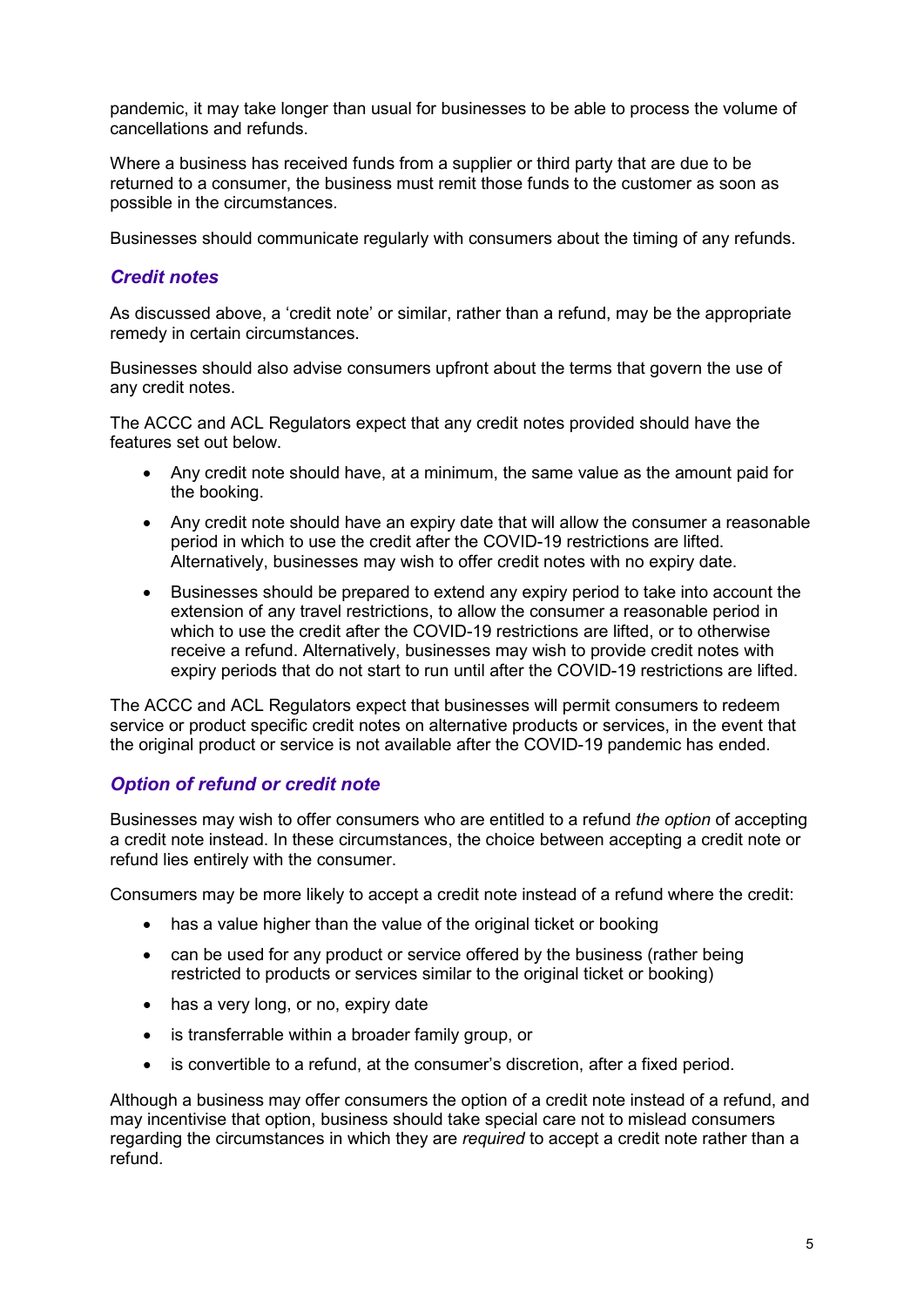pandemic, it may take longer than usual for businesses to be able to process the volume of cancellations and refunds.

Where a business has received funds from a supplier or third party that are due to be returned to a consumer, the business must remit those funds to the customer as soon as possible in the circumstances.

Businesses should communicate regularly with consumers about the timing of any refunds.

### *Credit notes*

As discussed above, a 'credit note' or similar, rather than a refund, may be the appropriate remedy in certain circumstances.

Businesses should also advise consumers upfront about the terms that govern the use of any credit notes.

The ACCC and ACL Regulators expect that any credit notes provided should have the features set out below.

- Any credit note should have, at a minimum, the same value as the amount paid for the booking.
- Any credit note should have an expiry date that will allow the consumer a reasonable period in which to use the credit after the COVID-19 restrictions are lifted. Alternatively, businesses may wish to offer credit notes with no expiry date.
- Businesses should be prepared to extend any expiry period to take into account the extension of any travel restrictions, to allow the consumer a reasonable period in which to use the credit after the COVID-19 restrictions are lifted, or to otherwise receive a refund. Alternatively, businesses may wish to provide credit notes with expiry periods that do not start to run until after the COVID-19 restrictions are lifted.

The ACCC and ACL Regulators expect that businesses will permit consumers to redeem service or product specific credit notes on alternative products or services, in the event that the original product or service is not available after the COVID-19 pandemic has ended.

### *Option of refund or credit note*

Businesses may wish to offer consumers who are entitled to a refund *the option* of accepting a credit note instead. In these circumstances, the choice between accepting a credit note or refund lies entirely with the consumer.

Consumers may be more likely to accept a credit note instead of a refund where the credit:

- has a value higher than the value of the original ticket or booking
- can be used for any product or service offered by the business (rather being restricted to products or services similar to the original ticket or booking)
- has a very long, or no, expiry date
- is transferrable within a broader family group, or
- is convertible to a refund, at the consumer's discretion, after a fixed period.

Although a business may offer consumers the option of a credit note instead of a refund, and may incentivise that option, business should take special care not to mislead consumers regarding the circumstances in which they are *required* to accept a credit note rather than a refund.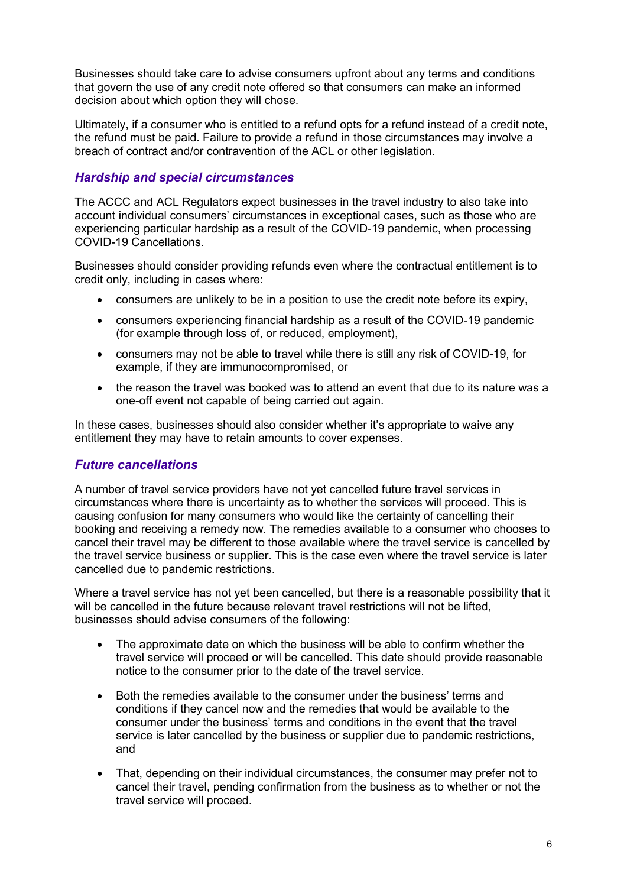Businesses should take care to advise consumers upfront about any terms and conditions that govern the use of any credit note offered so that consumers can make an informed decision about which option they will chose.

Ultimately, if a consumer who is entitled to a refund opts for a refund instead of a credit note, the refund must be paid. Failure to provide a refund in those circumstances may involve a breach of contract and/or contravention of the ACL or other legislation.

### *Hardship and special circumstances*

The ACCC and ACL Regulators expect businesses in the travel industry to also take into account individual consumers' circumstances in exceptional cases, such as those who are experiencing particular hardship as a result of the COVID-19 pandemic, when processing COVID-19 Cancellations.

Businesses should consider providing refunds even where the contractual entitlement is to credit only, including in cases where:

- consumers are unlikely to be in a position to use the credit note before its expiry,
- consumers experiencing financial hardship as a result of the COVID-19 pandemic (for example through loss of, or reduced, employment),
- consumers may not be able to travel while there is still any risk of COVID-19, for example, if they are immunocompromised, or
- the reason the travel was booked was to attend an event that due to its nature was a one-off event not capable of being carried out again.

In these cases, businesses should also consider whether it's appropriate to waive any entitlement they may have to retain amounts to cover expenses.

### *Future cancellations*

A number of travel service providers have not yet cancelled future travel services in circumstances where there is uncertainty as to whether the services will proceed. This is causing confusion for many consumers who would like the certainty of cancelling their booking and receiving a remedy now. The remedies available to a consumer who chooses to cancel their travel may be different to those available where the travel service is cancelled by the travel service business or supplier. This is the case even where the travel service is later cancelled due to pandemic restrictions.

Where a travel service has not yet been cancelled, but there is a reasonable possibility that it will be cancelled in the future because relevant travel restrictions will not be lifted, businesses should advise consumers of the following:

- The approximate date on which the business will be able to confirm whether the travel service will proceed or will be cancelled. This date should provide reasonable notice to the consumer prior to the date of the travel service.
- Both the remedies available to the consumer under the business' terms and conditions if they cancel now and the remedies that would be available to the consumer under the business' terms and conditions in the event that the travel service is later cancelled by the business or supplier due to pandemic restrictions, and
- That, depending on their individual circumstances, the consumer may prefer not to cancel their travel, pending confirmation from the business as to whether or not the travel service will proceed.